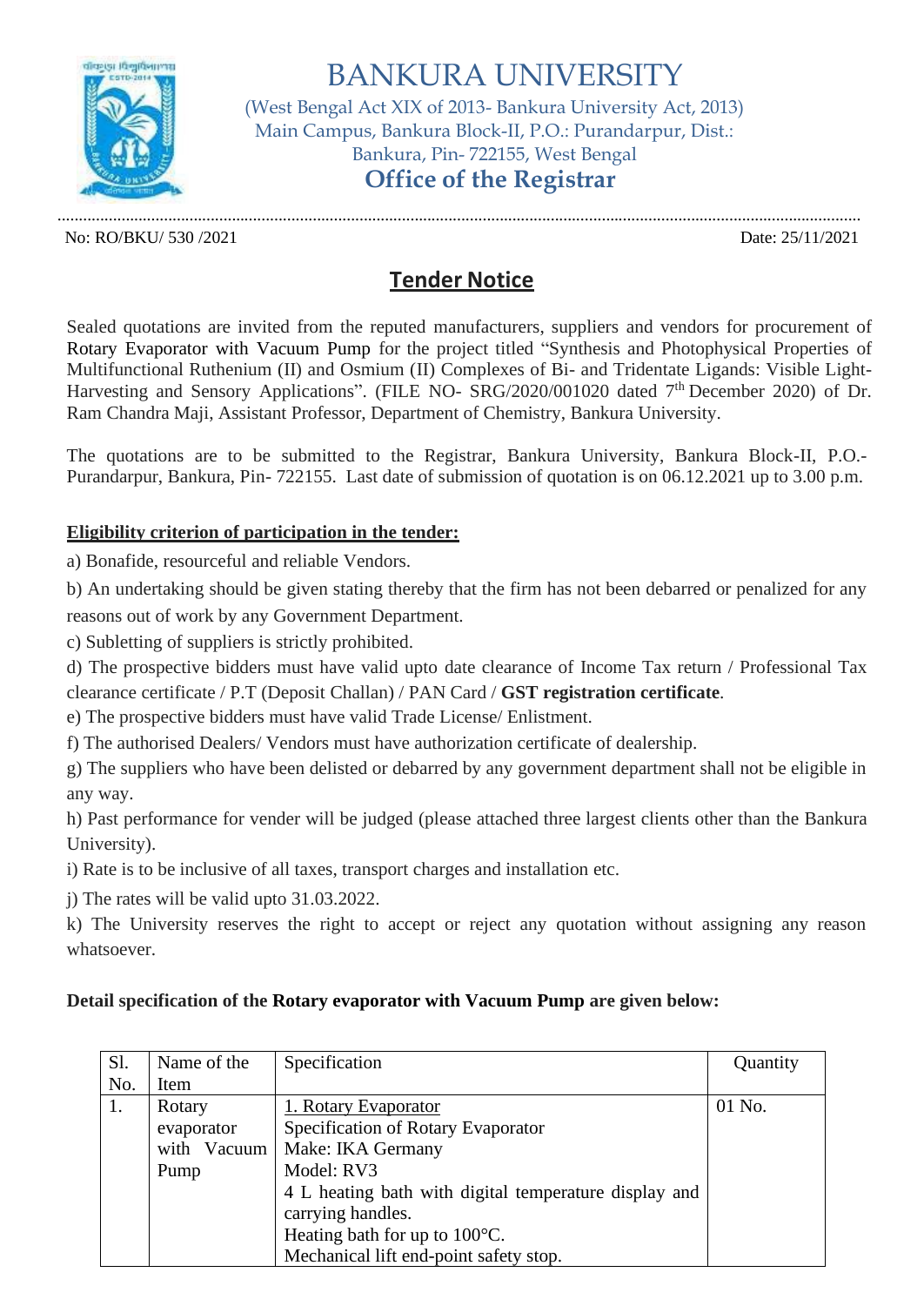# BANKURA UNIVERSITY

(West Bengal Act XIX of 2013- Bankura University Act, 2013)
Main Campus, Bankura Block-II, P.O.: Purandarpur, Dist.: Bankura, Pin- 722155, West Bengal

## Office of the Registrar

No: RO/BKU/ 530 /2021 Date: 25/11/2021

## Tender Notice

Sealed quotations are invited from the reputed manufacturers, suppliers and vendors for procurement of Rotary Evaporator with Vacuum Pump for the project titled "Synthesis and Photophysical Properties of Multifunctional Ruthenium (II) and Osmium (II) Complexes of Bi- and Tridentate Ligands: Visible Light-Harvesting and Sensory Applications". (FILE NO- SRG/2020/001020 dated 7th December 2020) of Dr. Ram Chandra Maji, Assistant Professor, Department of Chemistry, Bankura University.

The quotations are to be submitted to the Registrar, Bankura University, Bankura Block-II, P.O.- Purandarpur, Bankura, Pin- 722155. Last date of submission of quotation is on 06.12.2021 up to 3.00 p.m.

**Eligibility criterion of participation in the tender:**

a) Bonafide, resourceful and reliable Vendors.

b) An undertaking should be given stating thereby that the firm has not been debarred or penalized for any reasons out of work by any Government Department.

c) Subletting of suppliers is strictly prohibited.

d) The prospective bidders must have valid upto date clearance of Income Tax return / Professional Tax clearance certificate / P.T (Deposit Challan) / PAN Card / **GST registration certificate**.

e) The prospective bidders must have valid Trade License/ Enlistment.

f) The authorised Dealers/ Vendors must have authorization certificate of dealership.

g) The suppliers who have been delisted or debarred by any government department shall not be eligible in any way.

h) Past performance for vender will be judged (please attached three largest clients other than the Bankura University).

i) Rate is to be inclusive of all taxes, transport charges and installation etc.

j) The rates will be valid upto 31.03.2022.

k) The University reserves the right to accept or reject any quotation without assigning any reason whatsoever.

**Detail specification of the Rotary evaporator with Vacuum Pump are given below:**

| Sl. No. | Name of the Item | Specification | Quantity |
|---|---|---|---|
| 1. | Rotary evaporator with Vacuum Pump | 1. Rotary Evaporator<br>Specification of Rotary Evaporator<br>Make: IKA Germany<br>Model: RV3<br>4 L heating bath with digital temperature display and carrying handles.<br>Heating bath for up to 100°C.<br>Mechanical lift end-point safety stop. | 01 No. |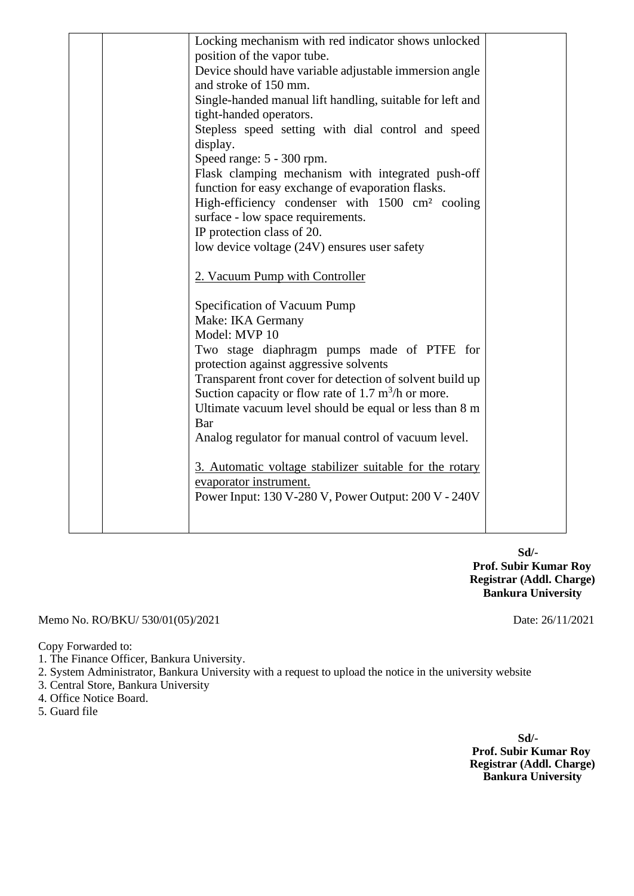| | | | |
|---|---|---|---|
| | | Locking mechanism with red indicator shows unlocked position of the vapor tube.<br>Device should have variable adjustable immersion angle and stroke of 150 mm.<br>Single-handed manual lift handling, suitable for left and tight-handed operators.<br>Stepless speed setting with dial control and speed display.<br>Speed range: 5 - 300 rpm.<br>Flask clamping mechanism with integrated push-off function for easy exchange of evaporation flasks.<br>High-efficiency condenser with 1500 cm² cooling surface - low space requirements.<br>IP protection class of 20.<br>low device voltage (24V) ensures user safety<br><br><u>2. Vacuum Pump with Controller</u><br><br>Specification of Vacuum Pump<br>Make: IKA Germany<br>Model: MVP 10<br>Two stage diaphragm pumps made of PTFE for protection against aggressive solvents<br>Transparent front cover for detection of solvent build up<br>Suction capacity or flow rate of 1.7 $m^3$/h or more.<br>Ultimate vacuum level should be equal or less than 8 m Bar<br>Analog regulator for manual control of vacuum level.<br><br><u>3. Automatic voltage stabilizer suitable for the rotary evaporator instrument.</u><br>Power Input: 130 V-280 V, Power Output: 200 V - 240V | |

**Sd/-**
**Prof. Subir Kumar Roy**
**Registrar (Addl. Charge)**
**Bankura University**

Memo No. RO/BKU/ 530/01(05)/2021 Date: 26/11/2021

Copy Forwarded to:

1. The Finance Officer, Bankura University.
2. System Administrator, Bankura University with a request to upload the notice in the university website
3. Central Store, Bankura University
4. Office Notice Board.
5. Guard file

**Sd/-**
**Prof. Subir Kumar Roy**
**Registrar (Addl. Charge)**
**Bankura University**